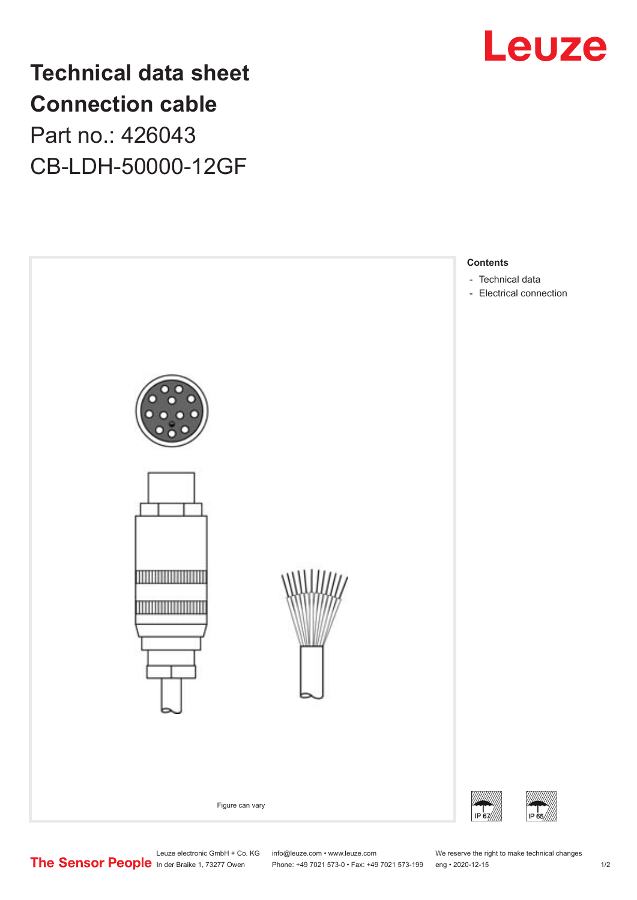# Technical data sheet
# Connection cable

Part no.: 426043

CB-LDH-50000-12GF

**Contents**

- Technical data
- Electrical connection

Figure can vary

IP 67

IP 65

Leuze electronic GmbH + Co. KG
In der Braike 1, 73277 Owen

info@leuze.com • www.leuze.com
Phone: +49 7021 573-0 • Fax: +49 7021 573-199

We reserve the right to make technical changes
eng • 2020-12-15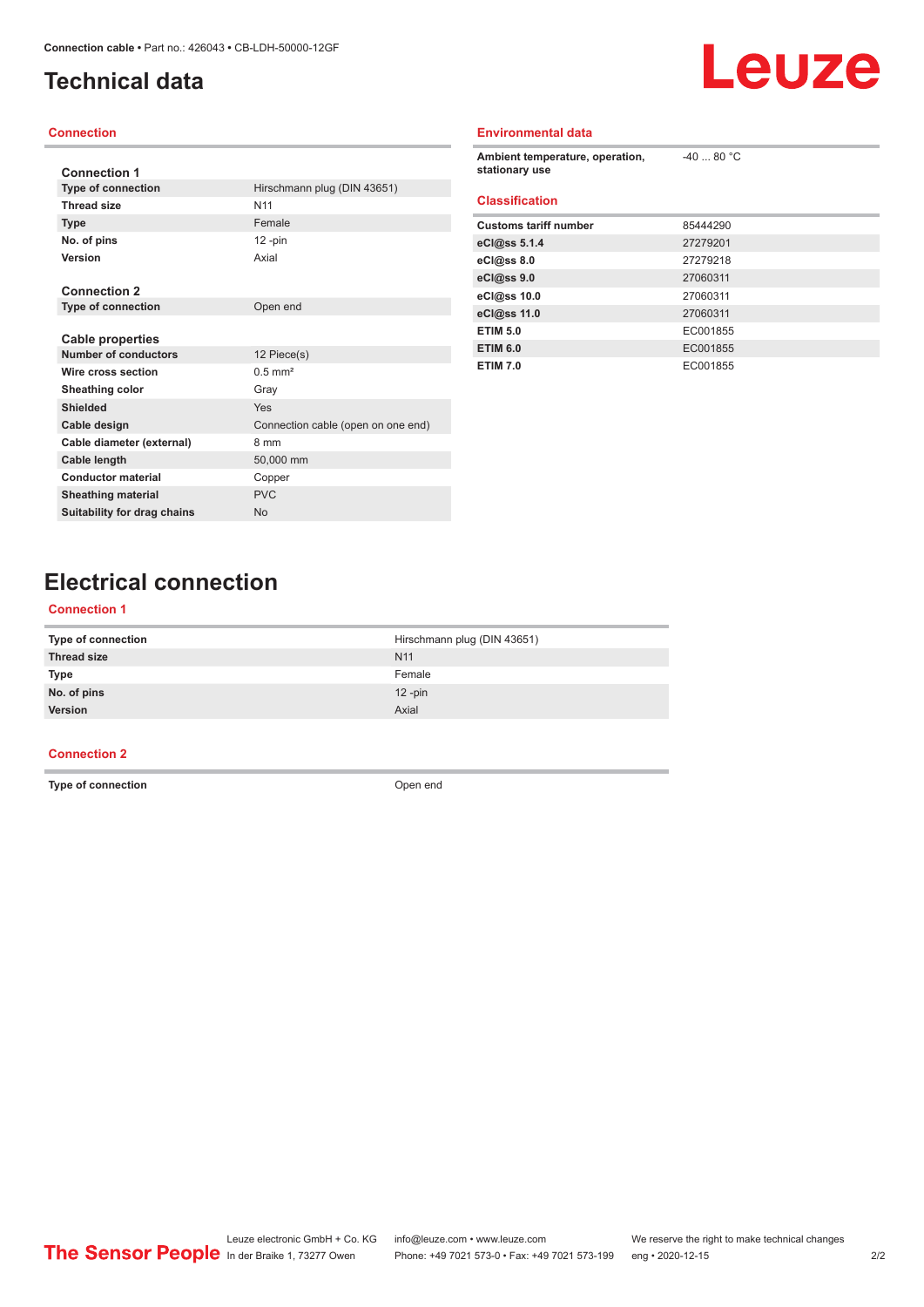# Technical data

## Connection

| | |
|---|---|
| **Connection 1** | |
| **Type of connection** | Hirschmann plug (DIN 43651) |
| **Thread size** | N11 |
| **Type** | Female |
| **No. of pins** | 12 -pin |
| **Version** | Axial |

| | |
|---|---|
| **Connection 2** | |
| **Type of connection** | Open end |

| | |
|---|---|
| **Cable properties** | |
| **Number of conductors** | 12 Piece(s) |
| **Wire cross section** | 0.5 mm² |
| **Sheathing color** | Gray |
| **Shielded** | Yes |
| **Cable design** | Connection cable (open on one end) |
| **Cable diameter (external)** | 8 mm |
| **Cable length** | 50,000 mm |
| **Conductor material** | Copper |
| **Sheathing material** | PVC |
| **Suitability for drag chains** | No |

## Environmental data

| | |
|---|---|
| **Ambient temperature, operation, stationary use** | -40 ... 80 °C |

## Classification

| | |
|---|---|
| **Customs tariff number** | 85444290 |
| **eCl@ss 5.1.4** | 27279201 |
| **eCl@ss 8.0** | 27279218 |
| **eCl@ss 9.0** | 27060311 |
| **eCl@ss 10.0** | 27060311 |
| **eCl@ss 11.0** | 27060311 |
| **ETIM 5.0** | EC001855 |
| **ETIM 6.0** | EC001855 |
| **ETIM 7.0** | EC001855 |

# Electrical connection

## Connection 1

| | |
|---|---|
| **Type of connection** | Hirschmann plug (DIN 43651) |
| **Thread size** | N11 |
| **Type** | Female |
| **No. of pins** | 12 -pin |
| **Version** | Axial |

## Connection 2

| | |
|---|---|
| **Type of connection** | Open end |

Leuze electronic GmbH + Co. KG
In der Braike 1, 73277 Owen

info@leuze.com • www.leuze.com
Phone: +49 7021 573-0 • Fax: +49 7021 573-199

We reserve the right to make technical changes
eng • 2020-12-15